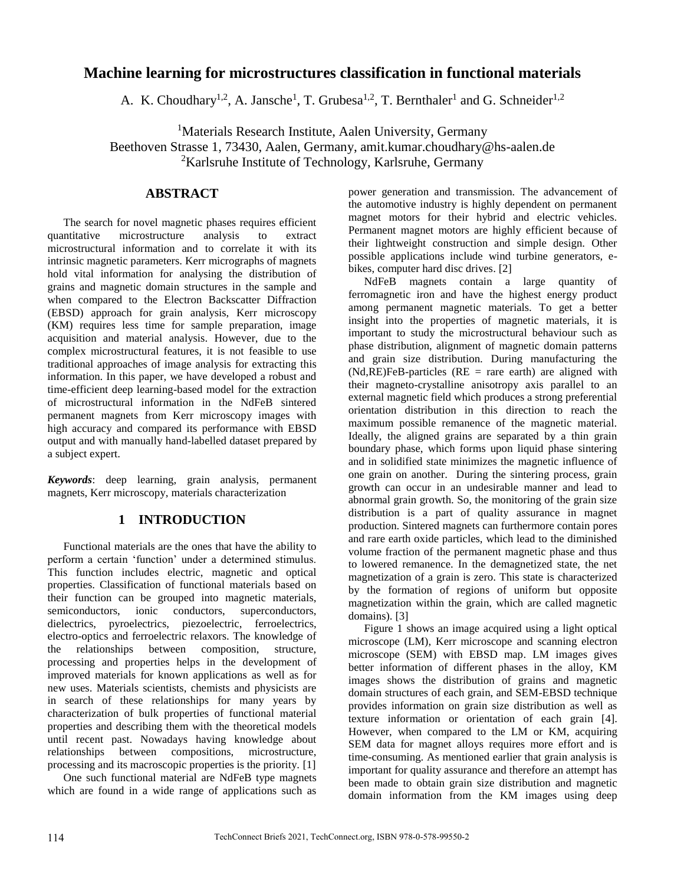# Machine learning for microstructures classification in functional materials

A. K. Choudhary[1,2], A. Jansche[1], T. Grubesa[1,2], T. Bernthaler[1] and G. Schneider[1,2]

[1]Materials Research Institute, Aalen University, Germany
Beethoven Strasse 1, 73430, Aalen, Germany, amit.kumar.choudhary@hs-aalen.de
[2]Karlsruhe Institute of Technology, Karlsruhe, Germany

## ABSTRACT

The search for novel magnetic phases requires efficient quantitative microstructure analysis to extract microstructural information and to correlate it with its intrinsic magnetic parameters. Kerr micrographs of magnets hold vital information for analysing the distribution of grains and magnetic domain structures in the sample and when compared to the Electron Backscatter Diffraction (EBSD) approach for grain analysis, Kerr microscopy (KM) requires less time for sample preparation, image acquisition and material analysis. However, due to the complex microstructural features, it is not feasible to use traditional approaches of image analysis for extracting this information. In this paper, we have developed a robust and time-efficient deep learning-based model for the extraction of microstructural information in the NdFeB sintered permanent magnets from Kerr microscopy images with high accuracy and compared its performance with EBSD output and with manually hand-labelled dataset prepared by a subject expert.

***Keywords***: deep learning, grain analysis, permanent magnets, Kerr microscopy, materials characterization

## 1 INTRODUCTION

Functional materials are the ones that have the ability to perform a certain 'function' under a determined stimulus. This function includes electric, magnetic and optical properties. Classification of functional materials based on their function can be grouped into magnetic materials, semiconductors, ionic conductors, superconductors, dielectrics, pyroelectrics, piezoelectric, ferroelectrics, electro-optics and ferroelectric relaxors. The knowledge of the relationships between composition, structure, processing and properties helps in the development of improved materials for known applications as well as for new uses. Materials scientists, chemists and physicists are in search of these relationships for many years by characterization of bulk properties of functional material properties and describing them with the theoretical models until recent past. Nowadays having knowledge about relationships between compositions, microstructure, processing and its macroscopic properties is the priority. [1]

One such functional material are NdFeB type magnets which are found in a wide range of applications such as power generation and transmission. The advancement of the automotive industry is highly dependent on permanent magnet motors for their hybrid and electric vehicles. Permanent magnet motors are highly efficient because of their lightweight construction and simple design. Other possible applications include wind turbine generators, e-bikes, computer hard disc drives. [2]

NdFeB magnets contain a large quantity of ferromagnetic iron and have the highest energy product among permanent magnetic materials. To get a better insight into the properties of magnetic materials, it is important to study the microstructural behaviour such as phase distribution, alignment of magnetic domain patterns and grain size distribution. During manufacturing the (Nd,RE)FeB-particles (RE = rare earth) are aligned with their magneto-crystalline anisotropy axis parallel to an external magnetic field which produces a strong preferential orientation distribution in this direction to reach the maximum possible remanence of the magnetic material. Ideally, the aligned grains are separated by a thin grain boundary phase, which forms upon liquid phase sintering and in solidified state minimizes the magnetic influence of one grain on another. During the sintering process, grain growth can occur in an undesirable manner and lead to abnormal grain growth. So, the monitoring of the grain size distribution is a part of quality assurance in magnet production. Sintered magnets can furthermore contain pores and rare earth oxide particles, which lead to the diminished volume fraction of the permanent magnetic phase and thus to lowered remanence. In the demagnetized state, the net magnetization of a grain is zero. This state is characterized by the formation of regions of uniform but opposite magnetization within the grain, which are called magnetic domains). [3]

Figure 1 shows an image acquired using a light optical microscope (LM), Kerr microscope and scanning electron microscope (SEM) with EBSD map. LM images gives better information of different phases in the alloy, KM images shows the distribution of grains and magnetic domain structures of each grain, and SEM-EBSD technique provides information on grain size distribution as well as texture information or orientation of each grain [4]. However, when compared to the LM or KM, acquiring SEM data for magnet alloys requires more effort and is time-consuming. As mentioned earlier that grain analysis is important for quality assurance and therefore an attempt has been made to obtain grain size distribution and magnetic domain information from the KM images using deep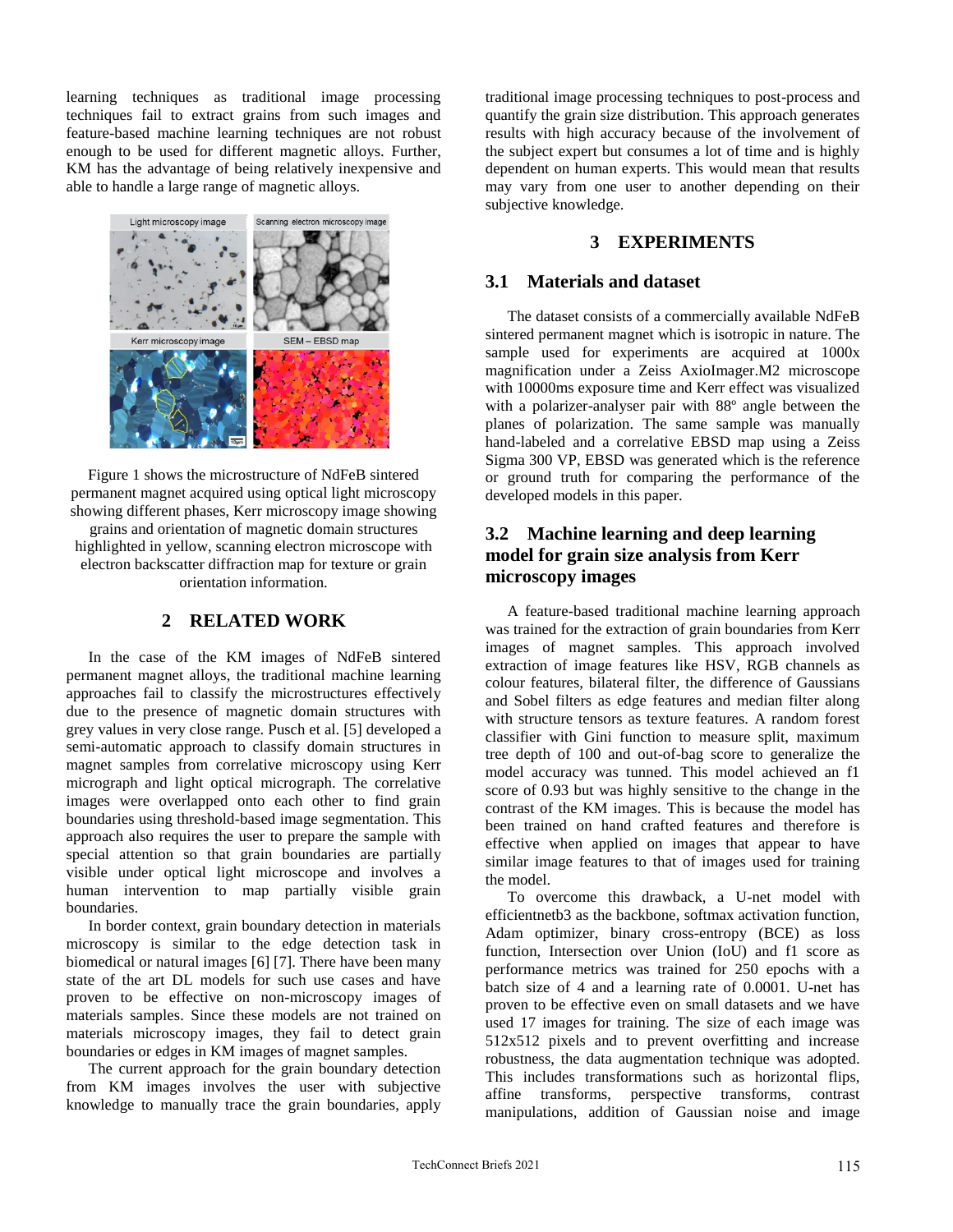learning techniques as traditional image processing techniques fail to extract grains from such images and feature-based machine learning techniques are not robust enough to be used for different magnetic alloys. Further, KM has the advantage of being relatively inexpensive and able to handle a large range of magnetic alloys.

Figure 1 shows the microstructure of NdFeB sintered permanent magnet acquired using optical light microscopy showing different phases, Kerr microscopy image showing grains and orientation of magnetic domain structures highlighted in yellow, scanning electron microscope with electron backscatter diffraction map for texture or grain orientation information.

## 2 RELATED WORK

In the case of the KM images of NdFeB sintered permanent magnet alloys, the traditional machine learning approaches fail to classify the microstructures effectively due to the presence of magnetic domain structures with grey values in very close range. Pusch et al. [5] developed a semi-automatic approach to classify domain structures in magnet samples from correlative microscopy using Kerr micrograph and light optical micrograph. The correlative images were overlapped onto each other to find grain boundaries using threshold-based image segmentation. This approach also requires the user to prepare the sample with special attention so that grain boundaries are partially visible under optical light microscope and involves a human intervention to map partially visible grain boundaries.

In border context, grain boundary detection in materials microscopy is similar to the edge detection task in biomedical or natural images [6] [7]. There have been many state of the art DL models for such use cases and have proven to be effective on non-microscopy images of materials samples. Since these models are not trained on materials microscopy images, they fail to detect grain boundaries or edges in KM images of magnet samples.

The current approach for the grain boundary detection from KM images involves the user with subjective knowledge to manually trace the grain boundaries, apply traditional image processing techniques to post-process and quantify the grain size distribution. This approach generates results with high accuracy because of the involvement of the subject expert but consumes a lot of time and is highly dependent on human experts. This would mean that results may vary from one user to another depending on their subjective knowledge.

## 3 EXPERIMENTS

### 3.1 Materials and dataset

The dataset consists of a commercially available NdFeB sintered permanent magnet which is isotropic in nature. The sample used for experiments are acquired at 1000x magnification under a Zeiss AxioImager.M2 microscope with 10000ms exposure time and Kerr effect was visualized with a polarizer-analyser pair with 88º angle between the planes of polarization. The same sample was manually hand-labeled and a correlative EBSD map using a Zeiss Sigma 300 VP, EBSD was generated which is the reference or ground truth for comparing the performance of the developed models in this paper.

### 3.2 Machine learning and deep learning model for grain size analysis from Kerr microscopy images

A feature-based traditional machine learning approach was trained for the extraction of grain boundaries from Kerr images of magnet samples. This approach involved extraction of image features like HSV, RGB channels as colour features, bilateral filter, the difference of Gaussians and Sobel filters as edge features and median filter along with structure tensors as texture features. A random forest classifier with Gini function to measure split, maximum tree depth of 100 and out-of-bag score to generalize the model accuracy was tunned. This model achieved an f1 score of 0.93 but was highly sensitive to the change in the contrast of the KM images. This is because the model has been trained on hand crafted features and therefore is effective when applied on images that appear to have similar image features to that of images used for training the model.

To overcome this drawback, a U-net model with efficientnetb3 as the backbone, softmax activation function, Adam optimizer, binary cross-entropy (BCE) as loss function, Intersection over Union (IoU) and f1 score as performance metrics was trained for 250 epochs with a batch size of 4 and a learning rate of 0.0001. U-net has proven to be effective even on small datasets and we have used 17 images for training. The size of each image was 512x512 pixels and to prevent overfitting and increase robustness, the data augmentation technique was adopted. This includes transformations such as horizontal flips, affine transforms, perspective transforms, contrast manipulations, addition of Gaussian noise and image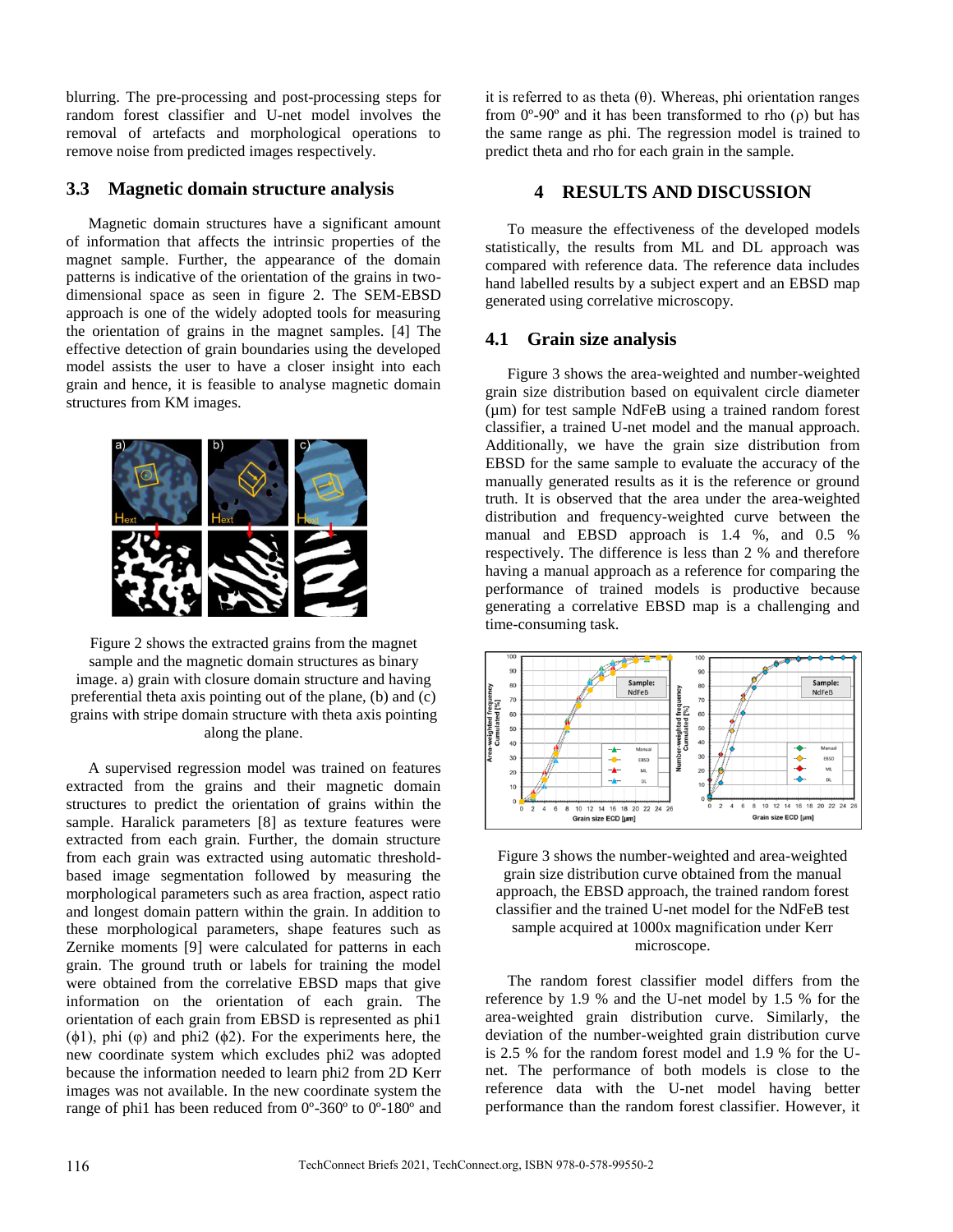blurring. The pre-processing and post-processing steps for random forest classifier and U-net model involves the removal of artefacts and morphological operations to remove noise from predicted images respectively.

### 3.3 Magnetic domain structure analysis

Magnetic domain structures have a significant amount of information that affects the intrinsic properties of the magnet sample. Further, the appearance of the domain patterns is indicative of the orientation of the grains in two-dimensional space as seen in figure 2. The SEM-EBSD approach is one of the widely adopted tools for measuring the orientation of grains in the magnet samples. [4] The effective detection of grain boundaries using the developed model assists the user to have a closer insight into each grain and hence, it is feasible to analyse magnetic domain structures from KM images.

Figure 2 shows the extracted grains from the magnet sample and the magnetic domain structures as binary image. a) grain with closure domain structure and having preferential theta axis pointing out of the plane, (b) and (c) grains with stripe domain structure with theta axis pointing along the plane.

A supervised regression model was trained on features extracted from the grains and their magnetic domain structures to predict the orientation of grains within the sample. Haralick parameters [8] as texture features were extracted from each grain. Further, the domain structure from each grain was extracted using automatic threshold-based image segmentation followed by measuring the morphological parameters such as area fraction, aspect ratio and longest domain pattern within the grain. In addition to these morphological parameters, shape features such as Zernike moments [9] were calculated for patterns in each grain. The ground truth or labels for training the model were obtained from the correlative EBSD maps that give information on the orientation of each grain. The orientation of each grain from EBSD is represented as phi1 ($\phi1$), phi ($\varphi$) and phi2 ($\phi2$). For the experiments here, the new coordinate system which excludes phi2 was adopted because the information needed to learn phi2 from 2D Kerr images was not available. In the new coordinate system the range of phi1 has been reduced from 0º-360º to 0º-180º and it is referred to as theta ($\theta$). Whereas, phi orientation ranges from 0º-90º and it has been transformed to rho ($\rho$) but has the same range as phi. The regression model is trained to predict theta and rho for each grain in the sample.

## 4 RESULTS AND DISCUSSION

To measure the effectiveness of the developed models statistically, the results from ML and DL approach was compared with reference data. The reference data includes hand labelled results by a subject expert and an EBSD map generated using correlative microscopy.

### 4.1 Grain size analysis

Figure 3 shows the area-weighted and number-weighted grain size distribution based on equivalent circle diameter (µm) for test sample NdFeB using a trained random forest classifier, a trained U-net model and the manual approach. Additionally, we have the grain size distribution from EBSD for the same sample to evaluate the accuracy of the manually generated results as it is the reference or ground truth. It is observed that the area under the area-weighted distribution and frequency-weighted curve between the manual and EBSD approach is 1.4 %, and 0.5 % respectively. The difference is less than 2 % and therefore having a manual approach as a reference for comparing the performance of trained models is productive because generating a correlative EBSD map is a challenging and time-consuming task.

Figure 3 shows the number-weighted and area-weighted grain size distribution curve obtained from the manual approach, the EBSD approach, the trained random forest classifier and the trained U-net model for the NdFeB test sample acquired at 1000x magnification under Kerr microscope.

The random forest classifier model differs from the reference by 1.9 % and the U-net model by 1.5 % for the area-weighted grain distribution curve. Similarly, the deviation of the number-weighted grain distribution curve is 2.5 % for the random forest model and 1.9 % for the U-net. The performance of both models is close to the reference data with the U-net model having better performance than the random forest classifier. However, it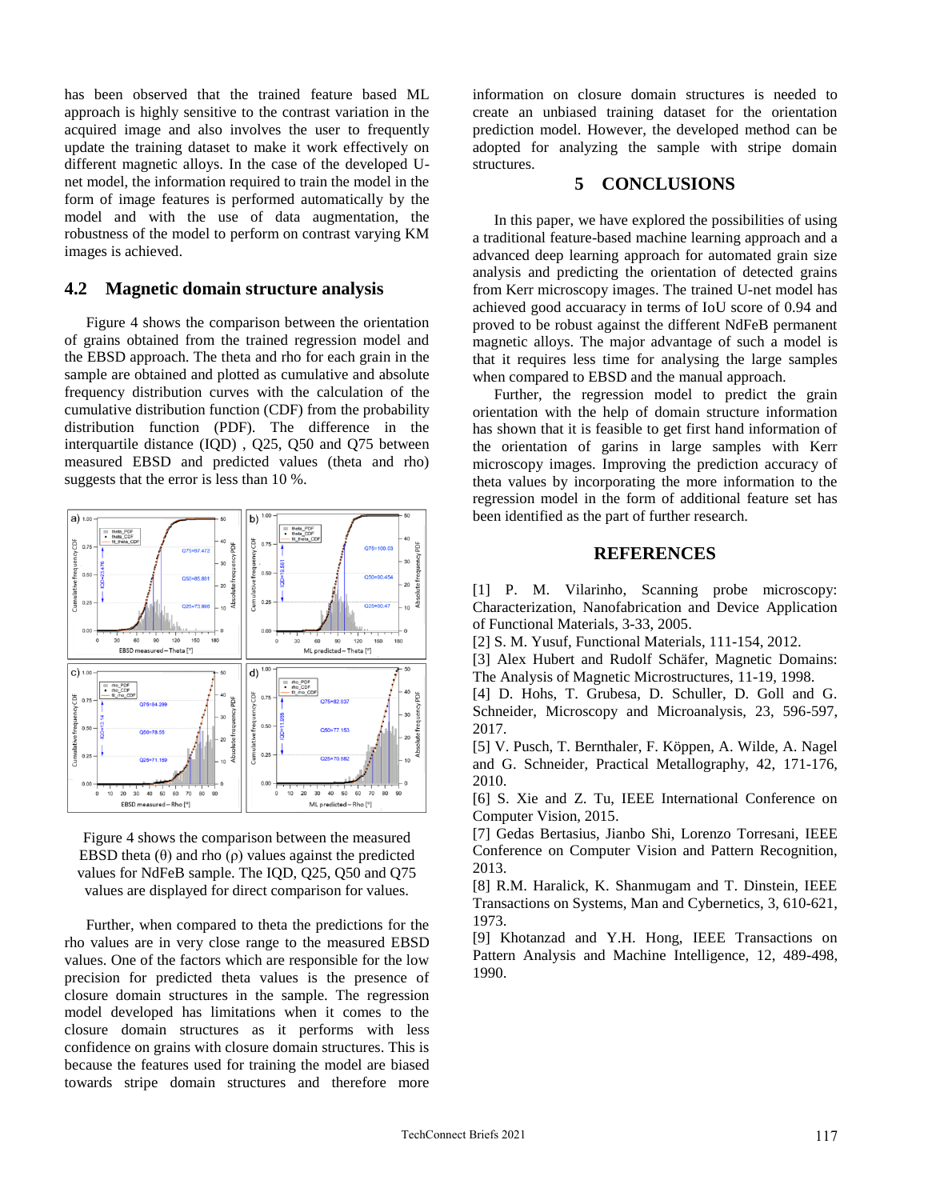has been observed that the trained feature based ML approach is highly sensitive to the contrast variation in the acquired image and also involves the user to frequently update the training dataset to make it work effectively on different magnetic alloys. In the case of the developed U-net model, the information required to train the model in the form of image features is performed automatically by the model and with the use of data augmentation, the robustness of the model to perform on contrast varying KM images is achieved.

## 4.2 Magnetic domain structure analysis

Figure 4 shows the comparison between the orientation of grains obtained from the trained regression model and the EBSD approach. The theta and rho for each grain in the sample are obtained and plotted as cumulative and absolute frequency distribution curves with the calculation of the cumulative distribution function (CDF) from the probability distribution function (PDF). The difference in the interquartile distance (IQD) , Q25, Q50 and Q75 between measured EBSD and predicted values (theta and rho) suggests that the error is less than 10 %.

a)
theta_PDF
theta_CDF
fit_theta_CDF
Q75=97.472
IQD=23.476
Q50=85.881
Q25=73.996
Cumulative frequency CDF
Absolute frequency PDF
EBSD measured – Theta [°]

b)
theta_PDF
theta_CDF
fit_theta_CDF
Q75=100.03
IQD=19.561
Q50=90.454
Q25=80.47
Cumulative frequency CDF
Absolute frequency PDF
ML predicted – Theta [°]

c)
rho_PDF
rho_CDF
fit_rho_CDF
Q75=84.299
IQD=13.14
Q50=78.55
Q25=71.159
Cumulative frequency CDF
Absolute frequency PDF
EBSD measured – Rho [°]

d)
rho_PDF
rho_CDF
fit_rho_CDF
Q75=82.837
IQD=11.955
Q50=77.153
Q25=70.882
Cumulative frequency CDF
Absolute frequency PDF
ML predicted – Rho [°]

Figure 4 shows the comparison between the measured EBSD theta (θ) and rho (ρ) values against the predicted values for NdFeB sample. The IQD, Q25, Q50 and Q75 values are displayed for direct comparison for values.

Further, when compared to theta the predictions for the rho values are in very close range to the measured EBSD values. One of the factors which are responsible for the low precision for predicted theta values is the presence of closure domain structures in the sample. The regression model developed has limitations when it comes to the closure domain structures as it performs with less confidence on grains with closure domain structures. This is because the features used for training the model are biased towards stripe domain structures and therefore more information on closure domain structures is needed to create an unbiased training dataset for the orientation prediction model. However, the developed method can be adopted for analyzing the sample with stripe domain structures.

## 5 CONCLUSIONS

In this paper, we have explored the possibilities of using a traditional feature-based machine learning approach and a advanced deep learning approach for automated grain size analysis and predicting the orientation of detected grains from Kerr microscopy images. The trained U-net model has achieved good accuaracy in terms of IoU score of 0.94 and proved to be robust against the different NdFeB permanent magnetic alloys. The major advantage of such a model is that it requires less time for analysing the large samples when compared to EBSD and the manual approach.

Further, the regression model to predict the grain orientation with the help of domain structure information has shown that it is feasible to get first hand information of the orientation of garins in large samples with Kerr microscopy images. Improving the prediction accuracy of theta values by incorporating the more information to the regression model in the form of additional feature set has been identified as the part of further research.

## REFERENCES

[1] P. M. Vilarinho, Scanning probe microscopy: Characterization, Nanofabrication and Device Application of Functional Materials, 3-33, 2005.

[2] S. M. Yusuf, Functional Materials, 111-154, 2012.

[3] Alex Hubert and Rudolf Schäfer, Magnetic Domains: The Analysis of Magnetic Microstructures, 11-19, 1998.

[4] D. Hohs, T. Grubesa, D. Schuller, D. Goll and G. Schneider, Microscopy and Microanalysis, 23, 596-597, 2017.

[5] V. Pusch, T. Bernthaler, F. Köppen, A. Wilde, A. Nagel and G. Schneider, Practical Metallography, 42, 171-176, 2010.

[6] S. Xie and Z. Tu, IEEE International Conference on Computer Vision, 2015.

[7] Gedas Bertasius, Jianbo Shi, Lorenzo Torresani, IEEE Conference on Computer Vision and Pattern Recognition, 2013.

[8] R.M. Haralick, K. Shanmugam and T. Dinstein, IEEE Transactions on Systems, Man and Cybernetics, 3, 610-621, 1973.

[9] Khotanzad and Y.H. Hong, IEEE Transactions on Pattern Analysis and Machine Intelligence, 12, 489-498, 1990.